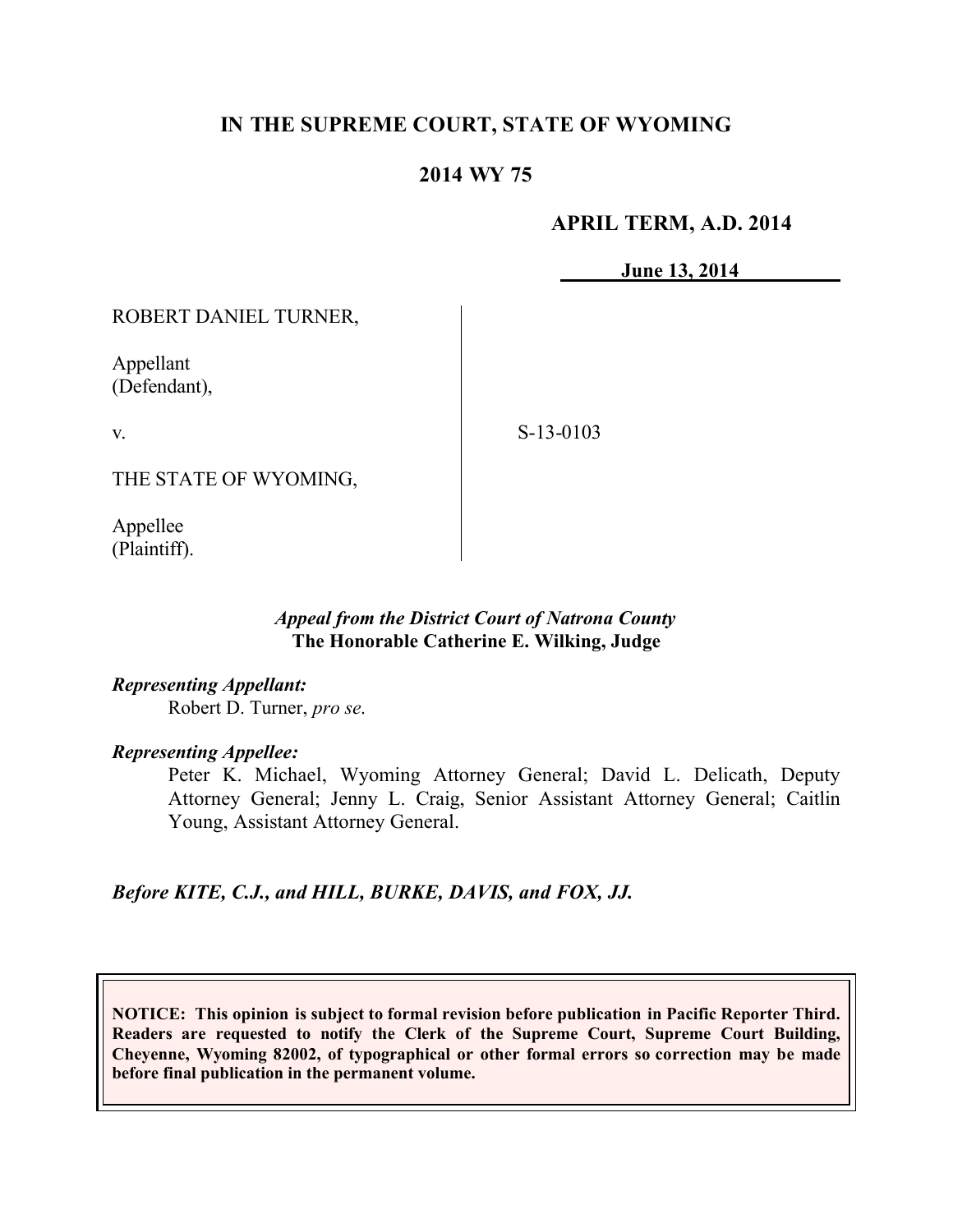# IN THE SUPREME COURT, STATE OF WYOMING

## 2014 WY 75

**APRIL TERM, A.D. 2014**

**June 13, 2014**

ROBERT DANIEL TURNER,

Appellant
(Defendant),

v.

THE STATE OF WYOMING,

Appellee
(Plaintiff).

S-13-0103

***Appeal from the District Court of Natrona County***
**The Honorable Catherine E. Wilking, Judge**

***Representing Appellant:***
Robert D. Turner, *pro se*.

***Representing Appellee:***
Peter K. Michael, Wyoming Attorney General; David L. Delicath, Deputy Attorney General; Jenny L. Craig, Senior Assistant Attorney General; Caitlin Young, Assistant Attorney General.

***Before KITE, C.J., and HILL, BURKE, DAVIS, and FOX, JJ.***

**NOTICE: This opinion is subject to formal revision before publication in Pacific Reporter Third. Readers are requested to notify the Clerk of the Supreme Court, Supreme Court Building, Cheyenne, Wyoming 82002, of typographical or other formal errors so correction may be made before final publication in the permanent volume.**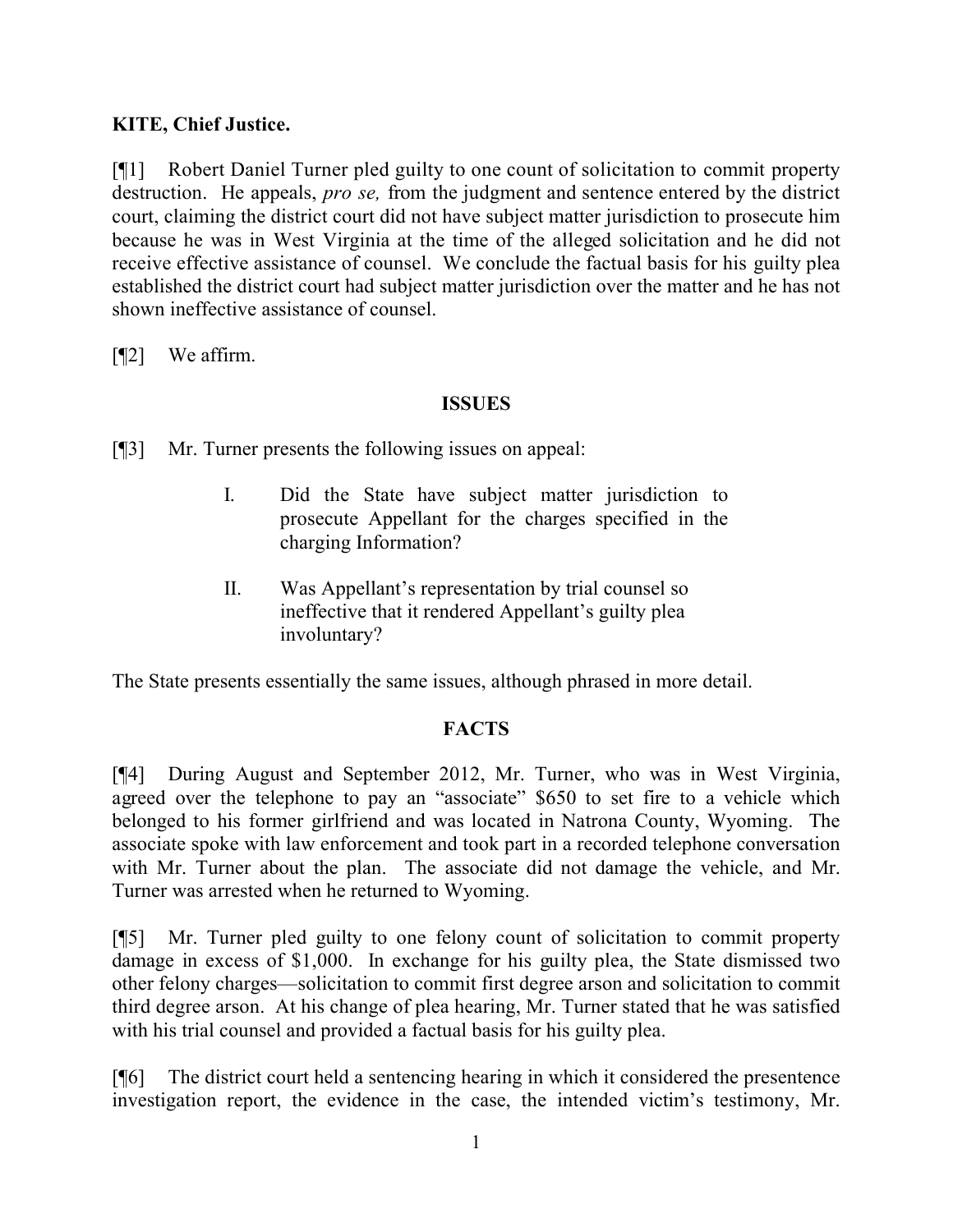**KITE, Chief Justice.**

[¶1] Robert Daniel Turner pled guilty to one count of solicitation to commit property destruction. He appeals, *pro se,* from the judgment and sentence entered by the district court, claiming the district court did not have subject matter jurisdiction to prosecute him because he was in West Virginia at the time of the alleged solicitation and he did not receive effective assistance of counsel. We conclude the factual basis for his guilty plea established the district court had subject matter jurisdiction over the matter and he has not shown ineffective assistance of counsel.

[¶2] We affirm.

**ISSUES**

[¶3] Mr. Turner presents the following issues on appeal:

> I. Did the State have subject matter jurisdiction to prosecute Appellant for the charges specified in the charging Information?
>
> II. Was Appellant's representation by trial counsel so ineffective that it rendered Appellant's guilty plea involuntary?

The State presents essentially the same issues, although phrased in more detail.

**FACTS**

[¶4] During August and September 2012, Mr. Turner, who was in West Virginia, agreed over the telephone to pay an "associate" $650 to set fire to a vehicle which belonged to his former girlfriend and was located in Natrona County, Wyoming. The associate spoke with law enforcement and took part in a recorded telephone conversation with Mr. Turner about the plan. The associate did not damage the vehicle, and Mr. Turner was arrested when he returned to Wyoming.

[¶5] Mr. Turner pled guilty to one felony count of solicitation to commit property damage in excess of $1,000. In exchange for his guilty plea, the State dismissed two other felony charges—solicitation to commit first degree arson and solicitation to commit third degree arson. At his change of plea hearing, Mr. Turner stated that he was satisfied with his trial counsel and provided a factual basis for his guilty plea.

[¶6] The district court held a sentencing hearing in which it considered the presentence investigation report, the evidence in the case, the intended victim's testimony, Mr.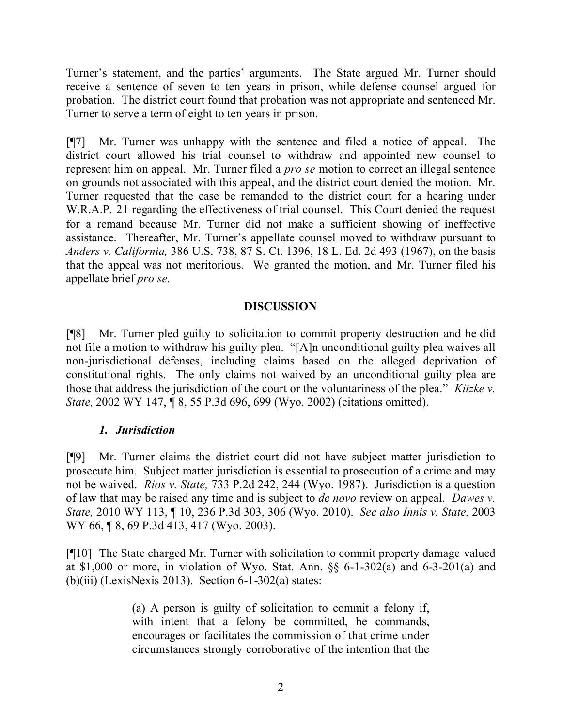Turner's statement, and the parties' arguments. The State argued Mr. Turner should receive a sentence of seven to ten years in prison, while defense counsel argued for probation. The district court found that probation was not appropriate and sentenced Mr. Turner to serve a term of eight to ten years in prison.

[¶7] Mr. Turner was unhappy with the sentence and filed a notice of appeal. The district court allowed his trial counsel to withdraw and appointed new counsel to represent him on appeal. Mr. Turner filed a *pro se* motion to correct an illegal sentence on grounds not associated with this appeal, and the district court denied the motion. Mr. Turner requested that the case be remanded to the district court for a hearing under W.R.A.P. 21 regarding the effectiveness of trial counsel. This Court denied the request for a remand because Mr. Turner did not make a sufficient showing of ineffective assistance. Thereafter, Mr. Turner's appellate counsel moved to withdraw pursuant to *Anders v. California,* 386 U.S. 738, 87 S. Ct. 1396, 18 L. Ed. 2d 493 (1967), on the basis that the appeal was not meritorious. We granted the motion, and Mr. Turner filed his appellate brief *pro se.*

## DISCUSSION

[¶8] Mr. Turner pled guilty to solicitation to commit property destruction and he did not file a motion to withdraw his guilty plea. "[A]n unconditional guilty plea waives all non-jurisdictional defenses, including claims based on the alleged deprivation of constitutional rights. The only claims not waived by an unconditional guilty plea are those that address the jurisdiction of the court or the voluntariness of the plea." *Kitzke v. State,* 2002 WY 147, ¶ 8, 55 P.3d 696, 699 (Wyo. 2002) (citations omitted).

### *1. Jurisdiction*

[¶9] Mr. Turner claims the district court did not have subject matter jurisdiction to prosecute him. Subject matter jurisdiction is essential to prosecution of a crime and may not be waived. *Rios v. State,* 733 P.2d 242, 244 (Wyo. 1987). Jurisdiction is a question of law that may be raised any time and is subject to *de novo* review on appeal. *Dawes v. State,* 2010 WY 113, ¶ 10, 236 P.3d 303, 306 (Wyo. 2010). *See also Innis v. State,* 2003 WY 66, ¶ 8, 69 P.3d 413, 417 (Wyo. 2003).

[¶10] The State charged Mr. Turner with solicitation to commit property damage valued at $1,000 or more, in violation of Wyo. Stat. Ann. §§ 6-1-302(a) and 6-3-201(a) and (b)(iii) (LexisNexis 2013). Section 6-1-302(a) states:

> (a) A person is guilty of solicitation to commit a felony if, with intent that a felony be committed, he commands, encourages or facilitates the commission of that crime under circumstances strongly corroborative of the intention that the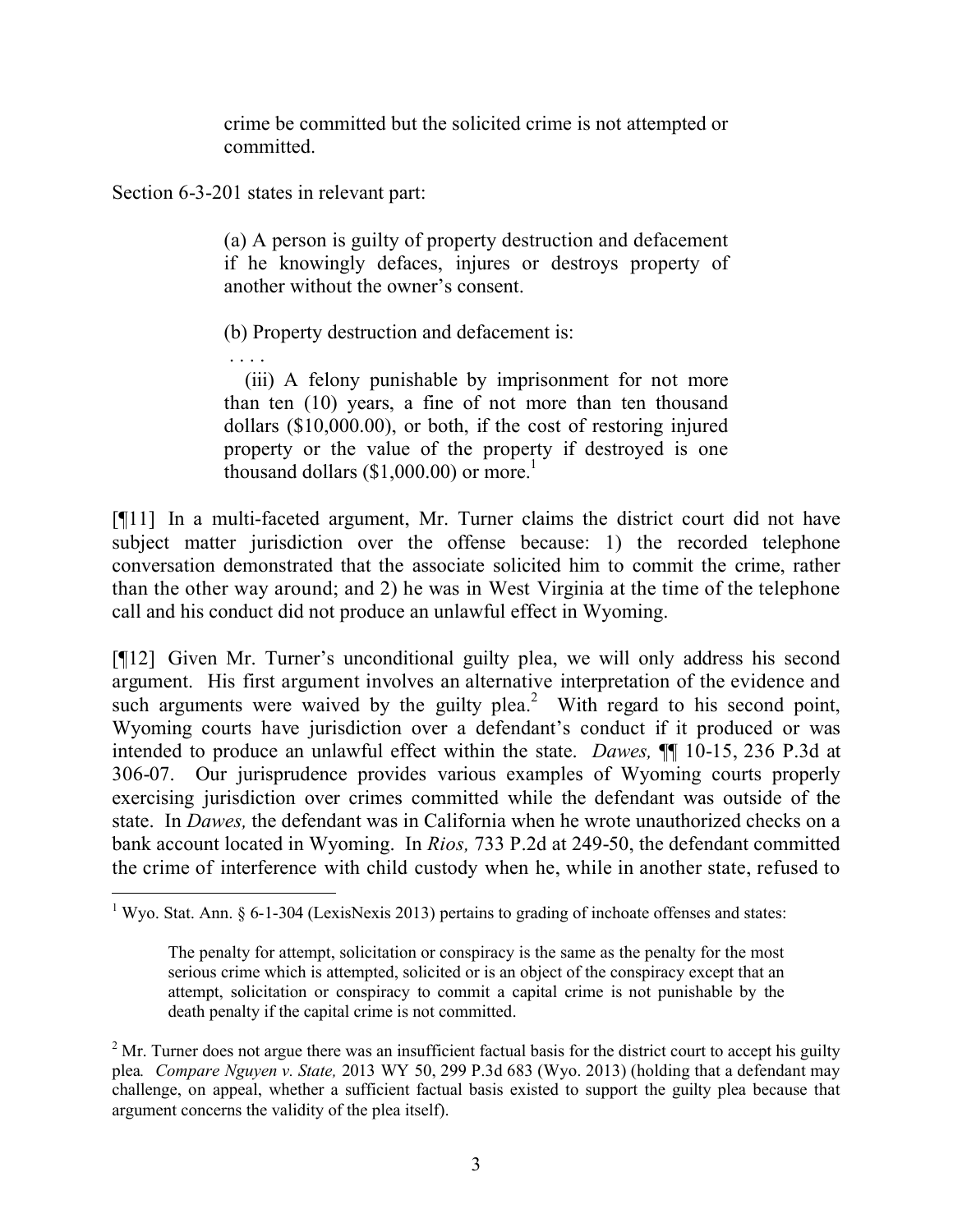> crime be committed but the solicited crime is not attempted or committed.

Section 6-3-201 states in relevant part:

> (a) A person is guilty of property destruction and defacement if he knowingly defaces, injures or destroys property of another without the owner's consent.
>
> (b) Property destruction and defacement is:
>
> . . . .
>
> (iii) A felony punishable by imprisonment for not more than ten (10) years, a fine of not more than ten thousand dollars ($10,000.00), or both, if the cost of restoring injured property or the value of the property if destroyed is one thousand dollars ($1,000.00) or more.[1]

[¶11] In a multi-faceted argument, Mr. Turner claims the district court did not have subject matter jurisdiction over the offense because: 1) the recorded telephone conversation demonstrated that the associate solicited him to commit the crime, rather than the other way around; and 2) he was in West Virginia at the time of the telephone call and his conduct did not produce an unlawful effect in Wyoming.

[¶12] Given Mr. Turner's unconditional guilty plea, we will only address his second argument. His first argument involves an alternative interpretation of the evidence and such arguments were waived by the guilty plea.[2] With regard to his second point, Wyoming courts have jurisdiction over a defendant's conduct if it produced or was intended to produce an unlawful effect within the state. *Dawes,* ¶¶ 10-15, 236 P.3d at 306-07. Our jurisprudence provides various examples of Wyoming courts properly exercising jurisdiction over crimes committed while the defendant was outside of the state. In *Dawes,* the defendant was in California when he wrote unauthorized checks on a bank account located in Wyoming. In *Rios,* 733 P.2d at 249-50, the defendant committed the crime of interference with child custody when he, while in another state, refused to

---

[1] Wyo. Stat. Ann. § 6-1-304 (LexisNexis 2013) pertains to grading of inchoate offenses and states:

> The penalty for attempt, solicitation or conspiracy is the same as the penalty for the most serious crime which is attempted, solicited or is an object of the conspiracy except that an attempt, solicitation or conspiracy to commit a capital crime is not punishable by the death penalty if the capital crime is not committed.

[2] Mr. Turner does not argue there was an insufficient factual basis for the district court to accept his guilty plea. *Compare Nguyen v. State,* 2013 WY 50, 299 P.3d 683 (Wyo. 2013) (holding that a defendant may challenge, on appeal, whether a sufficient factual basis existed to support the guilty plea because that argument concerns the validity of the plea itself).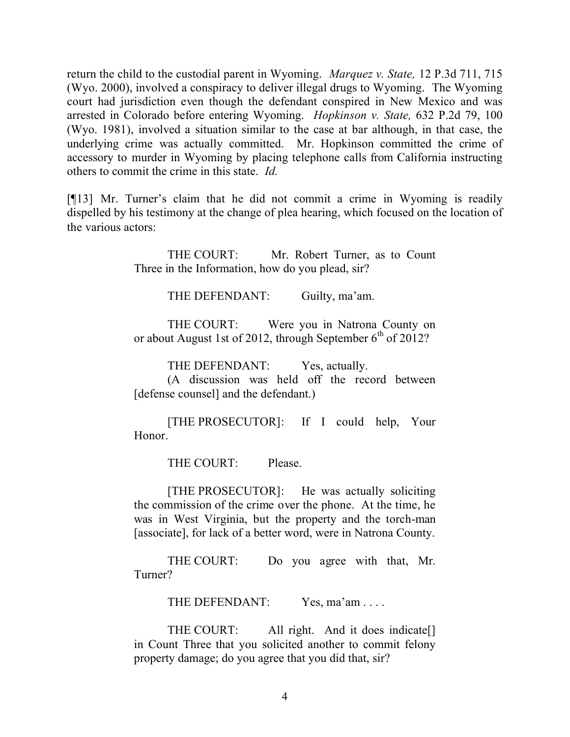return the child to the custodial parent in Wyoming. *Marquez v. State,* 12 P.3d 711, 715 (Wyo. 2000), involved a conspiracy to deliver illegal drugs to Wyoming. The Wyoming court had jurisdiction even though the defendant conspired in New Mexico and was arrested in Colorado before entering Wyoming. *Hopkinson v. State,* 632 P.2d 79, 100 (Wyo. 1981), involved a situation similar to the case at bar although, in that case, the underlying crime was actually committed. Mr. Hopkinson committed the crime of accessory to murder in Wyoming by placing telephone calls from California instructing others to commit the crime in this state. *Id.*

[¶13] Mr. Turner's claim that he did not commit a crime in Wyoming is readily dispelled by his testimony at the change of plea hearing, which focused on the location of the various actors:

> THE COURT: Mr. Robert Turner, as to Count Three in the Information, how do you plead, sir?
>
> THE DEFENDANT: Guilty, ma'am.
>
> THE COURT: Were you in Natrona County on or about August 1st of 2012, through September 6th of 2012?
>
> THE DEFENDANT: Yes, actually.
> (A discussion was held off the record between [defense counsel] and the defendant.)
>
> [THE PROSECUTOR]: If I could help, Your Honor.
>
> THE COURT: Please.
>
> [THE PROSECUTOR]: He was actually soliciting the commission of the crime over the phone. At the time, he was in West Virginia, but the property and the torch-man [associate], for lack of a better word, were in Natrona County.
>
> THE COURT: Do you agree with that, Mr. Turner?
>
> THE DEFENDANT: Yes, ma'am . . . .
>
> THE COURT: All right. And it does indicate[] in Count Three that you solicited another to commit felony property damage; do you agree that you did that, sir?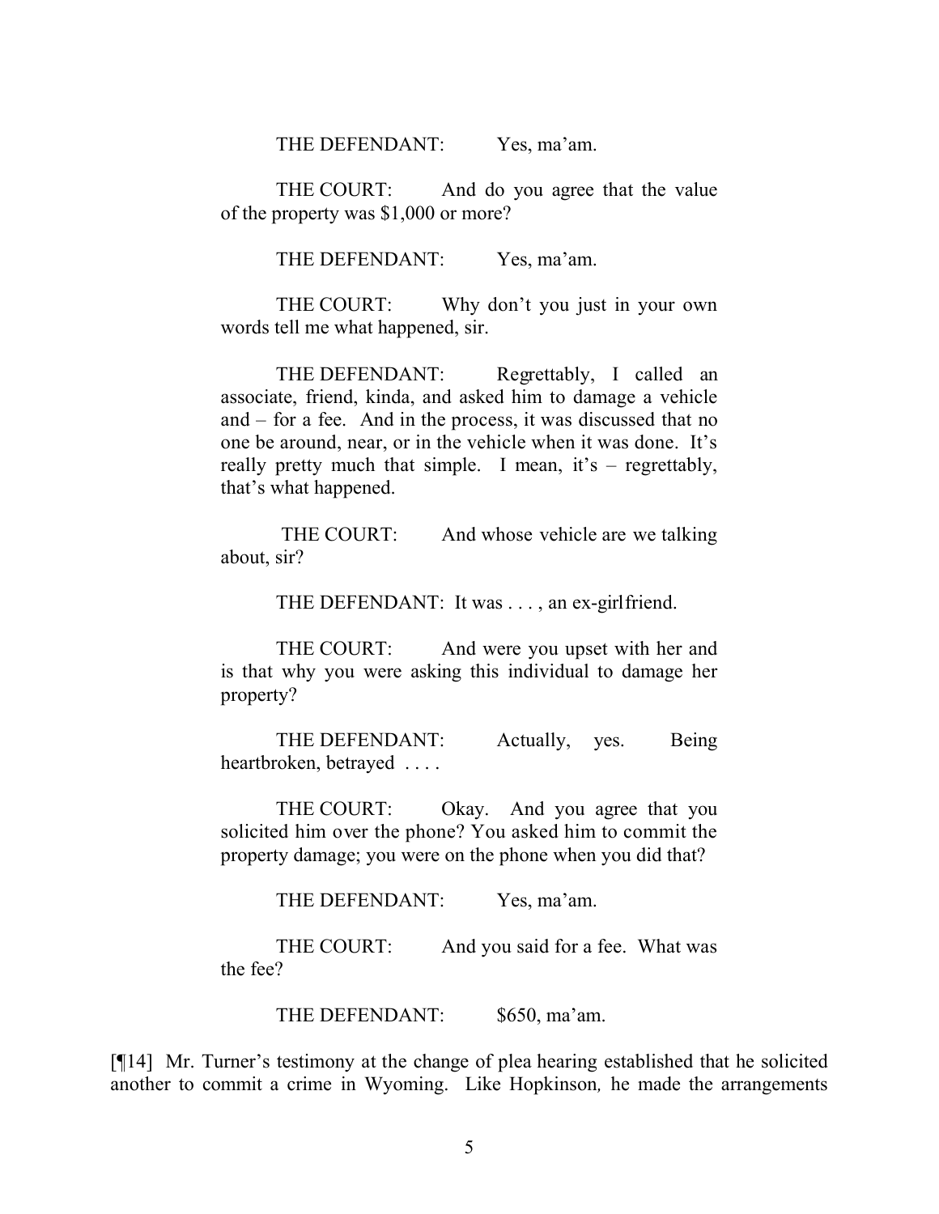THE DEFENDANT: Yes, ma'am.

THE COURT: And do you agree that the value of the property was $1,000 or more?

THE DEFENDANT: Yes, ma'am.

THE COURT: Why don't you just in your own words tell me what happened, sir.

THE DEFENDANT: Regrettably, I called an associate, friend, kinda, and asked him to damage a vehicle and – for a fee. And in the process, it was discussed that no one be around, near, or in the vehicle when it was done. It's really pretty much that simple. I mean, it's – regrettably, that's what happened.

THE COURT: And whose vehicle are we talking about, sir?

THE DEFENDANT: It was . . . , an ex-girlfriend.

THE COURT: And were you upset with her and is that why you were asking this individual to damage her property?

THE DEFENDANT: Actually, yes. Being heartbroken, betrayed . . . .

THE COURT: Okay. And you agree that you solicited him over the phone? You asked him to commit the property damage; you were on the phone when you did that?

THE DEFENDANT: Yes, ma'am.

THE COURT: And you said for a fee. What was the fee?

THE DEFENDANT: $650, ma'am.

[¶14] Mr. Turner's testimony at the change of plea hearing established that he solicited another to commit a crime in Wyoming. Like *Hopkinson*, he made the arrangements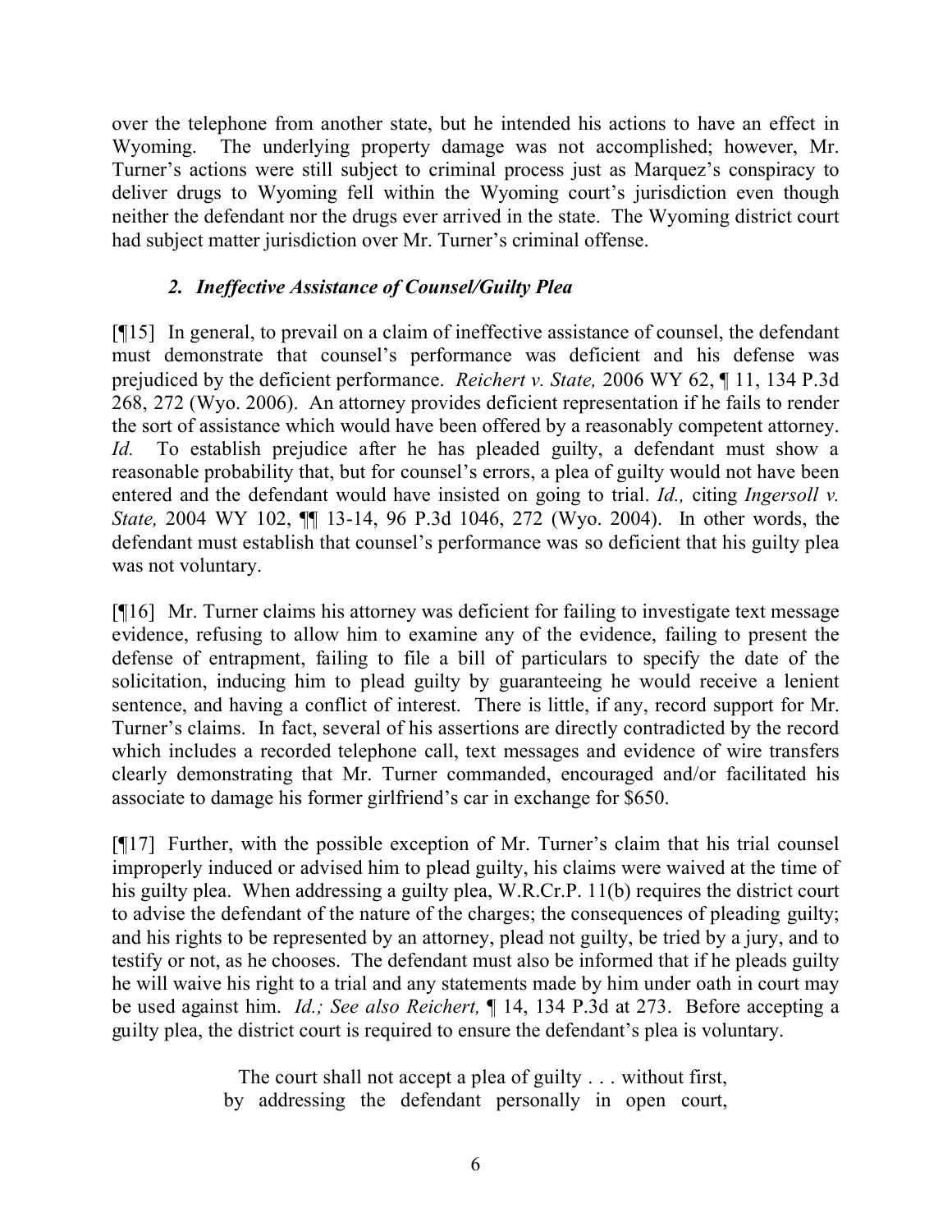over the telephone from another state, but he intended his actions to have an effect in Wyoming. The underlying property damage was not accomplished; however, Mr. Turner's actions were still subject to criminal process just as Marquez's conspiracy to deliver drugs to Wyoming fell within the Wyoming court's jurisdiction even though neither the defendant nor the drugs ever arrived in the state. The Wyoming district court had subject matter jurisdiction over Mr. Turner's criminal offense.

### *2. Ineffective Assistance of Counsel/Guilty Plea*

[¶15] In general, to prevail on a claim of ineffective assistance of counsel, the defendant must demonstrate that counsel's performance was deficient and his defense was prejudiced by the deficient performance. *Reichert v. State,* 2006 WY 62, ¶ 11, 134 P.3d 268, 272 (Wyo. 2006). An attorney provides deficient representation if he fails to render the sort of assistance which would have been offered by a reasonably competent attorney. *Id.* To establish prejudice after he has pleaded guilty, a defendant must show a reasonable probability that, but for counsel's errors, a plea of guilty would not have been entered and the defendant would have insisted on going to trial. *Id.,* citing *Ingersoll v. State,* 2004 WY 102, ¶¶ 13-14, 96 P.3d 1046, 272 (Wyo. 2004). In other words, the defendant must establish that counsel's performance was so deficient that his guilty plea was not voluntary.

[¶16] Mr. Turner claims his attorney was deficient for failing to investigate text message evidence, refusing to allow him to examine any of the evidence, failing to present the defense of entrapment, failing to file a bill of particulars to specify the date of the solicitation, inducing him to plead guilty by guaranteeing he would receive a lenient sentence, and having a conflict of interest. There is little, if any, record support for Mr. Turner's claims. In fact, several of his assertions are directly contradicted by the record which includes a recorded telephone call, text messages and evidence of wire transfers clearly demonstrating that Mr. Turner commanded, encouraged and/or facilitated his associate to damage his former girlfriend's car in exchange for $650.

[¶17] Further, with the possible exception of Mr. Turner's claim that his trial counsel improperly induced or advised him to plead guilty, his claims were waived at the time of his guilty plea. When addressing a guilty plea, W.R.Cr.P. 11(b) requires the district court to advise the defendant of the nature of the charges; the consequences of pleading guilty; and his rights to be represented by an attorney, plead not guilty, be tried by a jury, and to testify or not, as he chooses. The defendant must also be informed that if he pleads guilty he will waive his right to a trial and any statements made by him under oath in court may be used against him. *Id.; See also Reichert,* ¶ 14, 134 P.3d at 273. Before accepting a guilty plea, the district court is required to ensure the defendant's plea is voluntary.

> The court shall not accept a plea of guilty . . . without first, by addressing the defendant personally in open court,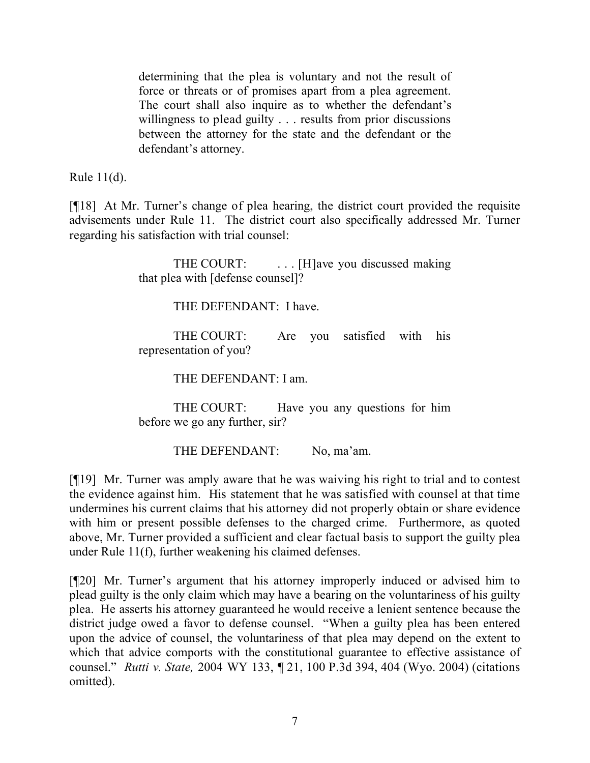> determining that the plea is voluntary and not the result of force or threats or of promises apart from a plea agreement. The court shall also inquire as to whether the defendant's willingness to plead guilty . . . results from prior discussions between the attorney for the state and the defendant or the defendant's attorney.

Rule 11(d).

[¶18] At Mr. Turner's change of plea hearing, the district court provided the requisite advisements under Rule 11. The district court also specifically addressed Mr. Turner regarding his satisfaction with trial counsel:

> THE COURT: . . . [H]ave you discussed making that plea with [defense counsel]?
>
> THE DEFENDANT: I have.
>
> THE COURT: Are you satisfied with his representation of you?
>
> THE DEFENDANT: I am.
>
> THE COURT: Have you any questions for him before we go any further, sir?
>
> THE DEFENDANT: No, ma'am.

[¶19] Mr. Turner was amply aware that he was waiving his right to trial and to contest the evidence against him. His statement that he was satisfied with counsel at that time undermines his current claims that his attorney did not properly obtain or share evidence with him or present possible defenses to the charged crime. Furthermore, as quoted above, Mr. Turner provided a sufficient and clear factual basis to support the guilty plea under Rule 11(f), further weakening his claimed defenses.

[¶20] Mr. Turner's argument that his attorney improperly induced or advised him to plead guilty is the only claim which may have a bearing on the voluntariness of his guilty plea. He asserts his attorney guaranteed he would receive a lenient sentence because the district judge owed a favor to defense counsel. "When a guilty plea has been entered upon the advice of counsel, the voluntariness of that plea may depend on the extent to which that advice comports with the constitutional guarantee to effective assistance of counsel." *Rutti v. State,* 2004 WY 133, ¶ 21, 100 P.3d 394, 404 (Wyo. 2004) (citations omitted).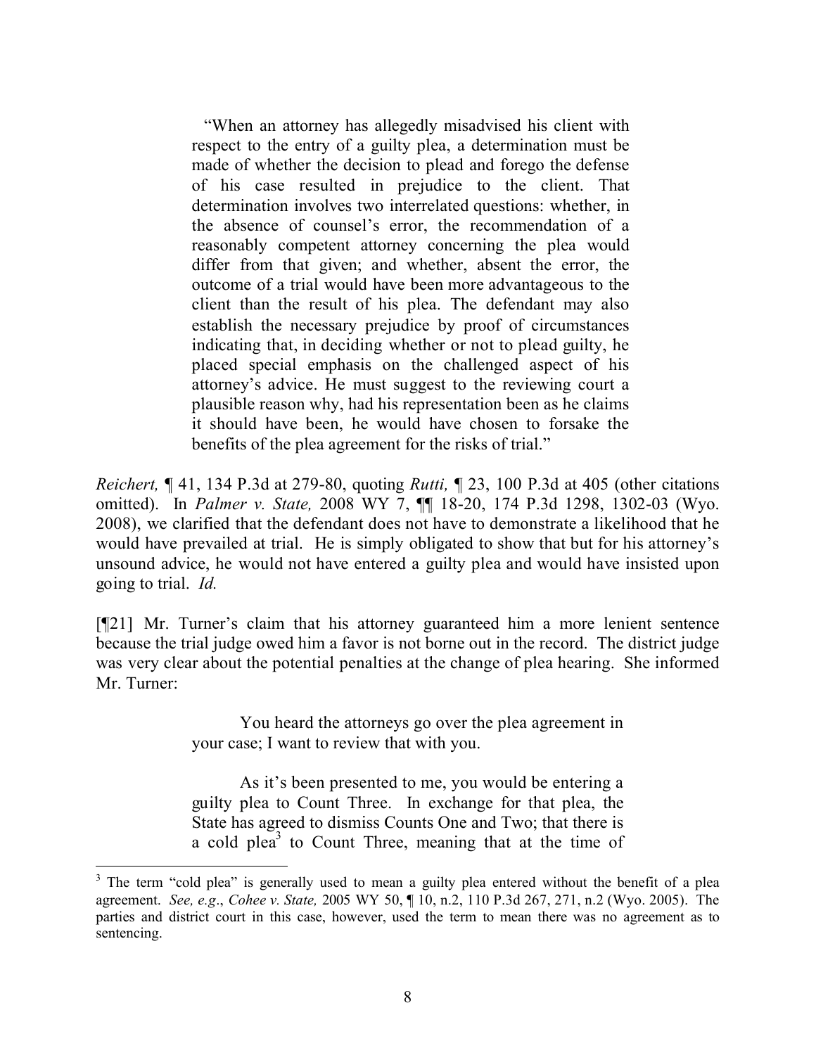> "When an attorney has allegedly misadvised his client with respect to the entry of a guilty plea, a determination must be made of whether the decision to plead and forego the defense of his case resulted in prejudice to the client. That determination involves two interrelated questions: whether, in the absence of counsel's error, the recommendation of a reasonably competent attorney concerning the plea would differ from that given; and whether, absent the error, the outcome of a trial would have been more advantageous to the client than the result of his plea. The defendant may also establish the necessary prejudice by proof of circumstances indicating that, in deciding whether or not to plead guilty, he placed special emphasis on the challenged aspect of his attorney's advice. He must suggest to the reviewing court a plausible reason why, had his representation been as he claims it should have been, he would have chosen to forsake the benefits of the plea agreement for the risks of trial."

*Reichert,* ¶ 41, 134 P.3d at 279-80, quoting *Rutti,* ¶ 23, 100 P.3d at 405 (other citations omitted). In *Palmer v. State,* 2008 WY 7, ¶¶ 18-20, 174 P.3d 1298, 1302-03 (Wyo. 2008), we clarified that the defendant does not have to demonstrate a likelihood that he would have prevailed at trial. He is simply obligated to show that but for his attorney's unsound advice, he would not have entered a guilty plea and would have insisted upon going to trial. *Id.*

[¶21] Mr. Turner's claim that his attorney guaranteed him a more lenient sentence because the trial judge owed him a favor is not borne out in the record. The district judge was very clear about the potential penalties at the change of plea hearing. She informed Mr. Turner:

> You heard the attorneys go over the plea agreement in your case; I want to review that with you.
>
> As it's been presented to me, you would be entering a guilty plea to Count Three. In exchange for that plea, the State has agreed to dismiss Counts One and Two; that there is a cold plea[3] to Count Three, meaning that at the time of

[3] The term "cold plea" is generally used to mean a guilty plea entered without the benefit of a plea agreement. *See, e.g*., *Cohee v. State,* 2005 WY 50, ¶ 10, n.2, 110 P.3d 267, 271, n.2 (Wyo. 2005). The parties and district court in this case, however, used the term to mean there was no agreement as to sentencing.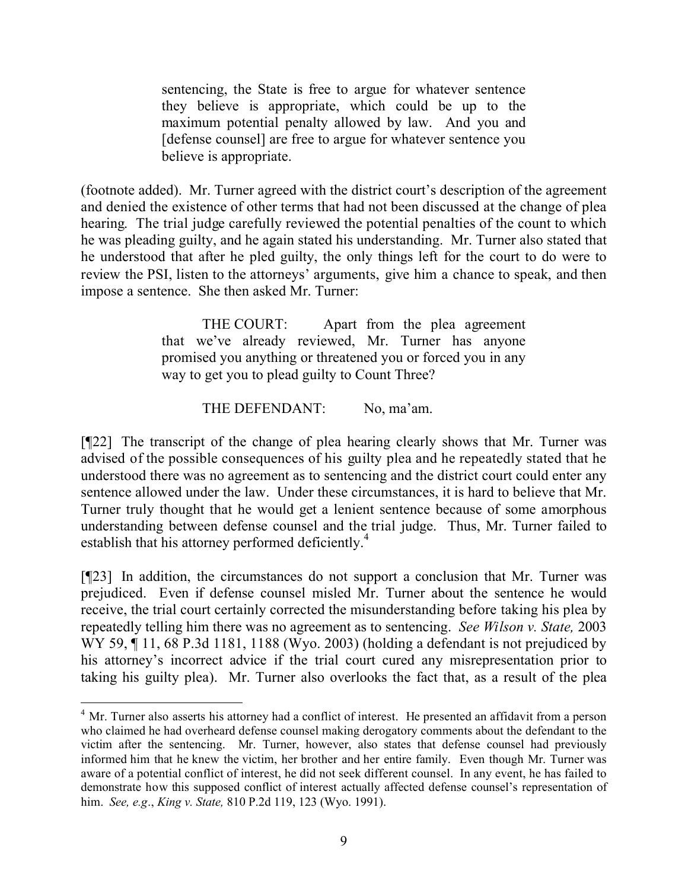> sentencing, the State is free to argue for whatever sentence they believe is appropriate, which could be up to the maximum potential penalty allowed by law. And you and [defense counsel] are free to argue for whatever sentence you believe is appropriate.

(footnote added). Mr. Turner agreed with the district court's description of the agreement and denied the existence of other terms that had not been discussed at the change of plea hearing. The trial judge carefully reviewed the potential penalties of the count to which he was pleading guilty, and he again stated his understanding. Mr. Turner also stated that he understood that after he pled guilty, the only things left for the court to do were to review the PSI, listen to the attorneys' arguments, give him a chance to speak, and then impose a sentence. She then asked Mr. Turner:

> THE COURT: Apart from the plea agreement that we've already reviewed, Mr. Turner has anyone promised you anything or threatened you or forced you in any way to get you to plead guilty to Count Three?
>
> THE DEFENDANT: No, ma'am.

[¶22] The transcript of the change of plea hearing clearly shows that Mr. Turner was advised of the possible consequences of his guilty plea and he repeatedly stated that he understood there was no agreement as to sentencing and the district court could enter any sentence allowed under the law. Under these circumstances, it is hard to believe that Mr. Turner truly thought that he would get a lenient sentence because of some amorphous understanding between defense counsel and the trial judge. Thus, Mr. Turner failed to establish that his attorney performed deficiently.[4]

[¶23] In addition, the circumstances do not support a conclusion that Mr. Turner was prejudiced. Even if defense counsel misled Mr. Turner about the sentence he would receive, the trial court certainly corrected the misunderstanding before taking his plea by repeatedly telling him there was no agreement as to sentencing. *See Wilson v. State,* 2003 WY 59, ¶ 11, 68 P.3d 1181, 1188 (Wyo. 2003) (holding a defendant is not prejudiced by his attorney's incorrect advice if the trial court cured any misrepresentation prior to taking his guilty plea). Mr. Turner also overlooks the fact that, as a result of the plea

---

[4] Mr. Turner also asserts his attorney had a conflict of interest. He presented an affidavit from a person who claimed he had overheard defense counsel making derogatory comments about the defendant to the victim after the sentencing. Mr. Turner, however, also states that defense counsel had previously informed him that he knew the victim, her brother and her entire family. Even though Mr. Turner was aware of a potential conflict of interest, he did not seek different counsel. In any event, he has failed to demonstrate how this supposed conflict of interest actually affected defense counsel's representation of him. *See, e.g*., *King v. State,* 810 P.2d 119, 123 (Wyo. 1991).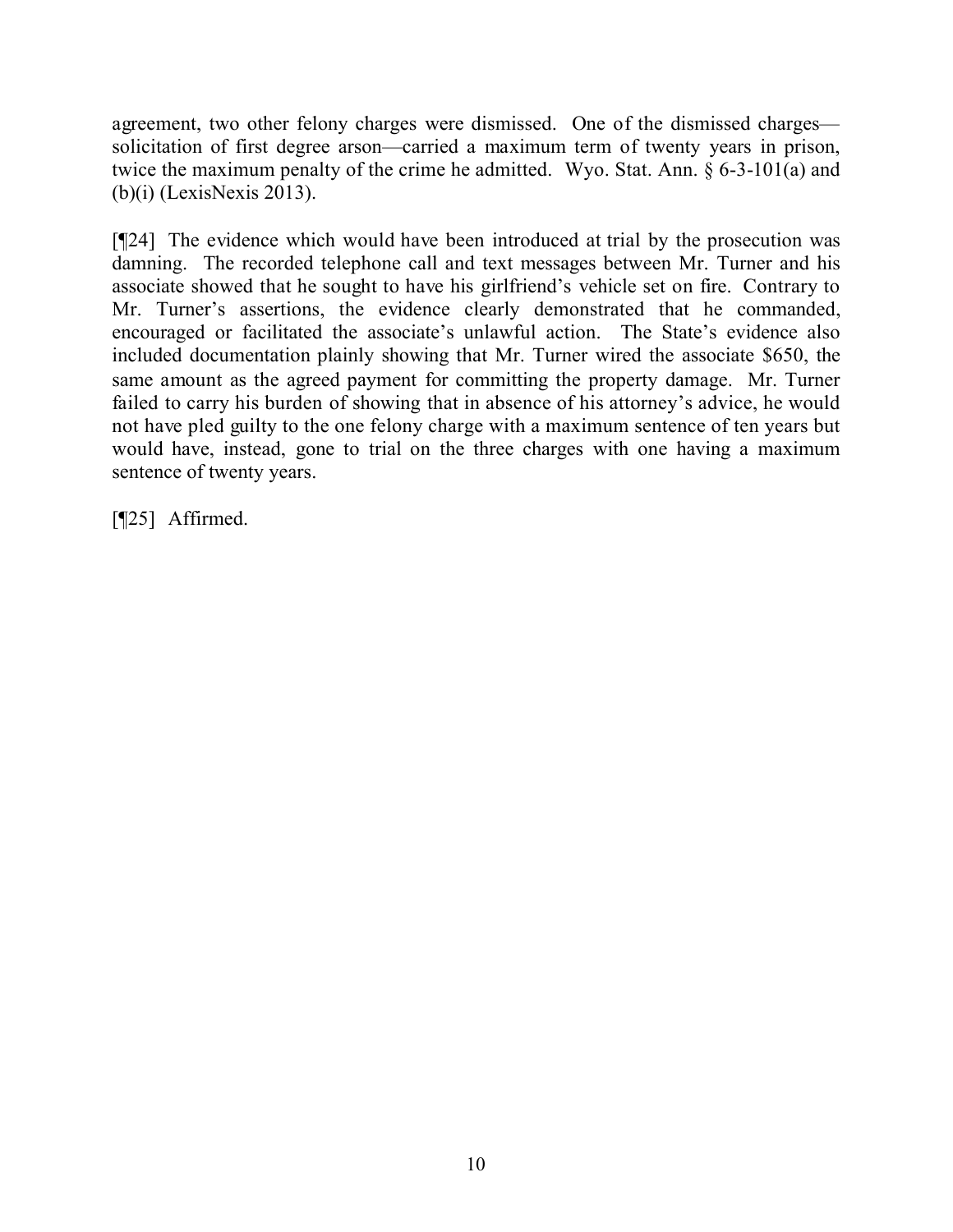agreement, two other felony charges were dismissed. One of the dismissed charges—solicitation of first degree arson—carried a maximum term of twenty years in prison, twice the maximum penalty of the crime he admitted. Wyo. Stat. Ann. § 6-3-101(a) and (b)(i) (LexisNexis 2013).

[¶24] The evidence which would have been introduced at trial by the prosecution was damning. The recorded telephone call and text messages between Mr. Turner and his associate showed that he sought to have his girlfriend's vehicle set on fire. Contrary to Mr. Turner's assertions, the evidence clearly demonstrated that he commanded, encouraged or facilitated the associate's unlawful action. The State's evidence also included documentation plainly showing that Mr. Turner wired the associate $650, the same amount as the agreed payment for committing the property damage. Mr. Turner failed to carry his burden of showing that in absence of his attorney's advice, he would not have pled guilty to the one felony charge with a maximum sentence of ten years but would have, instead, gone to trial on the three charges with one having a maximum sentence of twenty years.

[¶25] Affirmed.